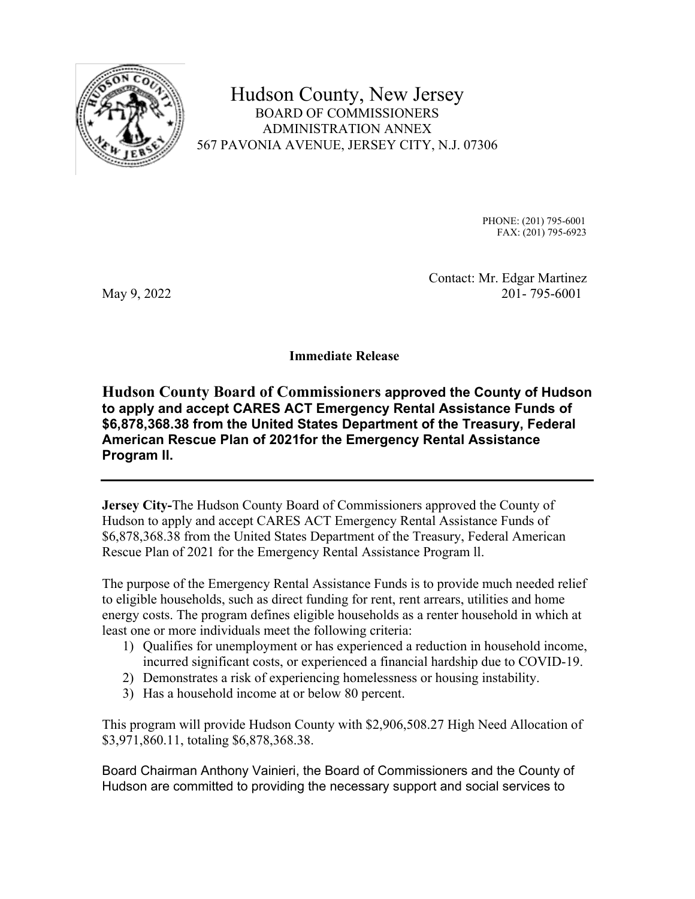# Hudson County, New Jersey

BOARD OF COMMISSIONERS
ADMINISTRATION ANNEX
567 PAVONIA AVENUE, JERSEY CITY, N.J. 07306

PHONE: (201) 795-6001
FAX: (201) 795-6923

Contact: Mr. Edgar Martinez
201- 795-6001

May 9, 2022

**Immediate Release**

## **Hudson County Board of Commissioners approved the County of Hudson to apply and accept CARES ACT Emergency Rental Assistance Funds of $6,878,368.38 from the United States Department of the Treasury, Federal American Rescue Plan of 2021for the Emergency Rental Assistance Program II.**

---

**Jersey City-**The Hudson County Board of Commissioners approved the County of Hudson to apply and accept CARES ACT Emergency Rental Assistance Funds of $6,878,368.38 from the United States Department of the Treasury, Federal American Rescue Plan of 2021 for the Emergency Rental Assistance Program ll.

The purpose of the Emergency Rental Assistance Funds is to provide much needed relief to eligible households, such as direct funding for rent, rent arrears, utilities and home energy costs. The program defines eligible households as a renter household in which at least one or more individuals meet the following criteria:

1) Qualifies for unemployment or has experienced a reduction in household income, incurred significant costs, or experienced a financial hardship due to COVID-19.
2) Demonstrates a risk of experiencing homelessness or housing instability.
3) Has a household income at or below 80 percent.

This program will provide Hudson County with $2,906,508.27 High Need Allocation of $3,971,860.11, totaling $6,878,368.38.

Board Chairman Anthony Vainieri, the Board of Commissioners and the County of Hudson are committed to providing the necessary support and social services to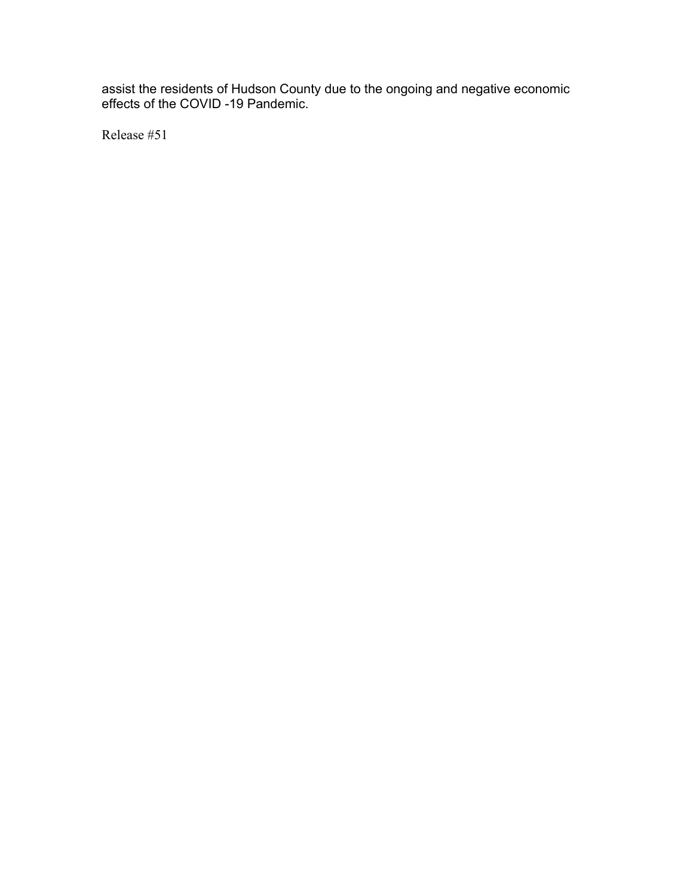assist the residents of Hudson County due to the ongoing and negative economic effects of the COVID -19 Pandemic.

Release #51